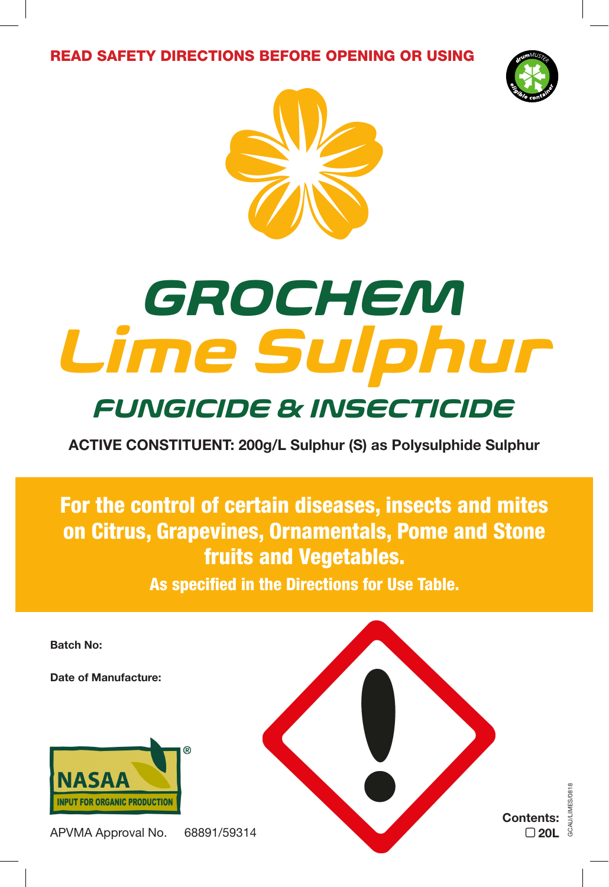**READ SAFETY DIRECTIONS BEFORE OPENING OR USING**

# GROCHEM
# Lime Sulphur
## FUNGICIDE & INSECTICIDE

**ACTIVE CONSTITUENT: 200g/L Sulphur (S) as Polysulphide Sulphur**

**For the control of certain diseases, insects and mites on Citrus, Grapevines, Ornamentals, Pome and Stone fruits and Vegetables.**

**As specified in the Directions for Use Table.**

**Batch No:**

**Date of Manufacture:**

NASAA INPUT FOR ORGANIC PRODUCTION

APVMA Approval No. 68891/59314

**Contents:** ☐ **20L**

GCAU/LIMES/0818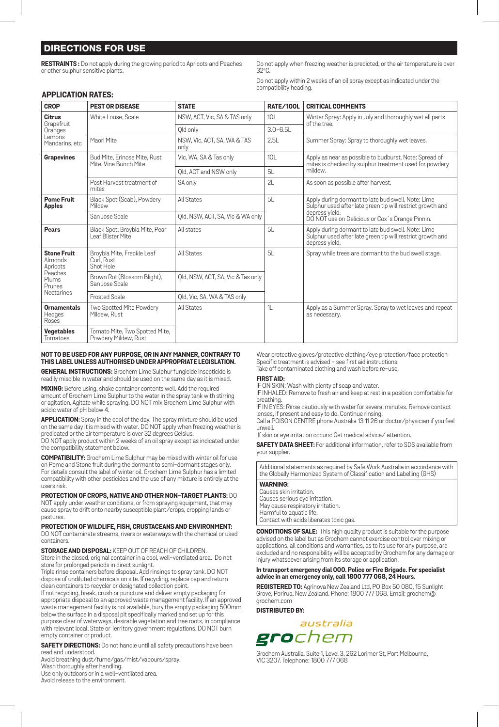# DIRECTIONS FOR USE

**RESTRAINTS :** Do not apply during the growing period to Apricots and Peaches or other sulphur sensitive plants.

Do not apply when freezing weather is predicted, or the air temperature is over 32°C.

Do not apply within 2 weeks of an oil spray except as indicated under the compatibility heading.

## APPLICATION RATES:

| CROP | PEST OR DISEASE | STATE | RATE/100L | CRITICAL COMMENTS |
|---|---|---|---|---|
| **Citrus** Grapefruit Oranges Lemons Mandarins, etc | White Louse, Scale | NSW, ACT, Vic, SA & TAS only | 10L | Winter Spray: Apply in July and thoroughly wet all parts of the tree. |
| | | Qld only | 3.0–6.5L | |
| | Maori Mite | NSW, Vic, ACT, SA, WA & TAS only | 2.5L | Summer Spray: Spray to thoroughly wet leaves. |
| **Grapevines** | Bud Mite, Erinose Mite, Rust Mite, Vine Bunch Mite | Vic, WA, SA & Tas only | 10L | Apply as near as possible to budburst. Note: Spread of mites is checked by sulphur treatment used for powdery mildew. |
| | | Qld, ACT and NSW only | 5L | |
| | Post Harvest treatment of mites | SA only | 2L | As soon as possible after harvest. |
| **Pome Fruit Apples** | Black Spot (Scab), Powdery Mildew | All States | 5L | Apply during dormant to late bud swell. Note: Lime Sulphur used after late green tip will restrict growth and depress yield. DO NOT use on Delicious or Cox`s Orange Pinnin. |
| | San Jose Scale | Qld, NSW, ACT, SA, Vic & WA only | | |
| **Pears** | Black Spot, Broybia Mite, Pear Leaf Blister Mite | All states | 5L | Apply during dormant to late bud swell. Note: Lime Sulphur used after late green tip will restrict growth and depress yield. |
| **Stone Fruit** Almonds Apricots Peaches Plums Prunes Nectarines | Broybia Mite, Freckle Leaf Curl, Rust Shot Hole | All States | 5L | Spray while trees are dormant to the bud swell stage. |
| | Brown Rot (Blossom Blight), San Jose Scale | Qld, NSW, ACT, SA, Vic & Tas only | | |
| | Frosted Scale | Qld, Vic, SA, WA & TAS only | | |
| **Ornamentals** Hedges Roses | Two Spotted Mite Powdery Mildew, Rust | All States | 1L | Apply as a Summer Spray. Spray to wet leaves and repeat as necessary. |
| **Vegetables** Tomatoes | Tomato Mite, Two Spotted Mite, Powdery Mildew, Rust | | | |

**NOT TO BE USED FOR ANY PURPOSE, OR IN ANY MANNER, CONTRARY TO THIS LABEL UNLESS AUTHORISED UNDER APPROPRIATE LEGISLATION.**

**GENERAL INSTRUCTIONS:** Grochem Lime Sulphur fungicide insecticide is readily miscible in water and should be used on the same day as it is mixed.

**MIXING:** Before using, shake container contents well. Add the required amount of Grochem Lime Sulphur to the water in the spray tank with stirring or agitation. Agitate while spraying. DO NOT mix Grochem Lime Sulphur with acidic water of pH below 4.

**APPLICATION:** Spray in the cool of the day. The spray mixture should be used on the same day it is mixed with water. DO NOT apply when freezing weather is predicated or the air temperature is over 32 degrees Celsius.
DO NOT apply product within 2 weeks of an oil spray except as indicated under the compatibility statement below.

**COMPATIBILITY:** Grochem Lime Sulphur may be mixed with winter oil for use on Pome and Stone fruit during the dormant to semi–dormant stages only. For details consult the label of winter oil. Grochem Lime Sulphur has a limited compatibility with other pesticides and the use of any mixture is entirely at the users risk.

**PROTECTION OF CROPS, NATIVE AND OTHER NON–TARGET PLANTS:** DO NOT apply under weather conditions, or from spraying equipment, that may cause spray to drift onto nearby susceptible plant/crops, cropping lands or pastures.

**PROTECTION OF WILDLIFE, FISH, CRUSTACEANS AND ENVIRONMENT:** DO NOT contaminate streams, rivers or waterways with the chemical or used containers.

**STORAGE AND DISPOSAL:** KEEP OUT OF REACH OF CHILDREN.
Store in the closed, original container in a cool, well–ventilated area. Do not store for prolonged periods in direct sunlight.
Triple rinse containers before disposal. Add rinsings to spray tank. DO NOT dispose of undiluted chemicals on site. If recycling, replace cap and return clean containers to recycler or designated collection point.
If not recycling, break, crush or puncture and deliver empty packaging for appropriate disposal to an approved waste management facility. If an approved waste management facility is not available, bury the empty packaging 500mm below the surface in a disposal pit specifically marked and set up for this purpose clear of waterways, desirable vegetation and tree roots, in compliance with relevant local, State or Territory government regulations. DO NOT burn empty container or product.

**SAFETY DIRECTIONS:** Do not handle until all safety precautions have been read and understood.
Avoid breathing dust/fume/gas/mist/vapours/spray.
Wash thoroughly after handling.
Use only outdoors or in a well–ventilated area.
Avoid release to the environment.
Wear protective gloves/protective clothing/eye protection/face protection
Specific treatment is advised – see first aid instructions.
Take off contaminated clothing and wash before re–use.

**FIRST AID:**
IF ON SKIN: Wash with plenty of soap and water.
IF INHALED: Remove to fresh air and keep at rest in a position comfortable for breathing.
IF IN EYES: Rinse cautiously with water for several minutes. Remove contact lenses, if present and easy to do. Continue rinsing.
Call a POISON CENTRE phone Australia 13 11 26 or doctor/physician if you feel unwell.
If skin or eye irritation occurs: Get medical advice/ attention.

**SAFETY DATA SHEET:** For additional information, refer to SDS available from your supplier.

Additional statements as required by Safe Work Australia in accordance with the Globally Harmonized System of Classification and Labelling (GHS)

**WARNING:**
Causes skin irritation.
Causes serious eye irritation.
May cause respiratory irritation.
Harmful to aquatic life.
Contact with acids liberates toxic gas.

**CONDITIONS OF SALE:** This high quality product is suitable for the purpose advised on the label but as Grochem cannot exercise control over mixing or applications, all conditions and warranties, as to its use for any purpose, are excluded and no responsibility will be accepted by Grochem for any damage or injury whatsoever arising from its storage or application.

**In transport emergency dial 000. Police or Fire Brigade. For specialist advice in an emergency only, call 1800 777 068, 24 Hours.**

**REGISTERED TO:** Agrinova New Zealand Ltd, PO Box 50 080, 15 Sunlight Grove, Porirua, New Zealand. Phone: 1800 777 068. Email: grochem@grochem.com

**DISTRIBUTED BY:**

australia grochem

Grochem Australia. Suite 1, Level 3, 262 Lorimer St, Port Melbourne, VIC 3207. Telephone: 1800 777 068